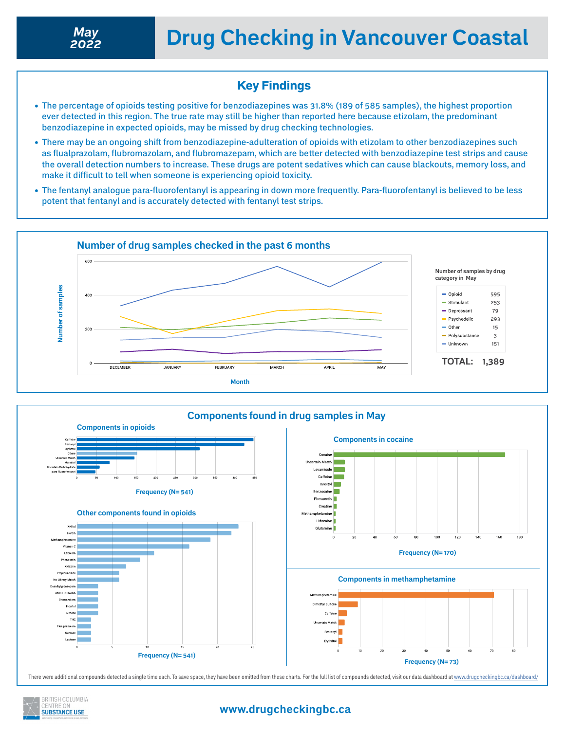# May 2022 — Drug Checking in Vancouver Coastal

## Key Findings

- The percentage of opioids testing positive for benzodiazepines was 31.8% (189 of 585 samples), the highest proportion ever detected in this region. The true rate may still be higher than reported here because etizolam, the predominant benzodiazepine in expected opioids, may be missed by drug checking technologies.
- There may be an ongoing shift from benzodiazepine-adulteration of opioids with etizolam to other benzodiazepines such as flualprazolam, flubromazolam, and flubromazepam, which are better detected with benzodiazepine test strips and cause the overall detection numbers to increase. These drugs are potent sedatives which can cause blackouts, memory loss, and make it difficult to tell when someone is experiencing opioid toxicity.
- The fentanyl analogue para-fluorofentanyl is appearing in down more frequently. Para-fluorofentanyl is believed to be less potent that fentanyl and is accurately detected with fentanyl test strips.

## Number of drug samples checked in the past 6 months

Number of samples by drug category in May

| Category | Samples |
|---|---|
| Opioid | 595 |
| Stimulant | 253 |
| Depressant | 79 |
| Psychedelic | 293 |
| Other | 15 |
| Polysubstance | 3 |
| Unknown | 151 |

**TOTAL: 1,389**

## Components found in drug samples in May

### Components in opioids

Frequency (N= 541)

### Other components found in opioids

Frequency (N= 541)

### Components in cocaine

Frequency (N= 170)

### Components in methamphetamine

Frequency (N= 73)

There were additional compounds detected a single time each. To save space, they have been omitted from these charts. For the full list of compounds detected, visit our data dashboard at www.drugcheckingbc.ca/dashboard/

BRITISH COLUMBIA CENTRE ON SUBSTANCE USE

www.drugcheckingbc.ca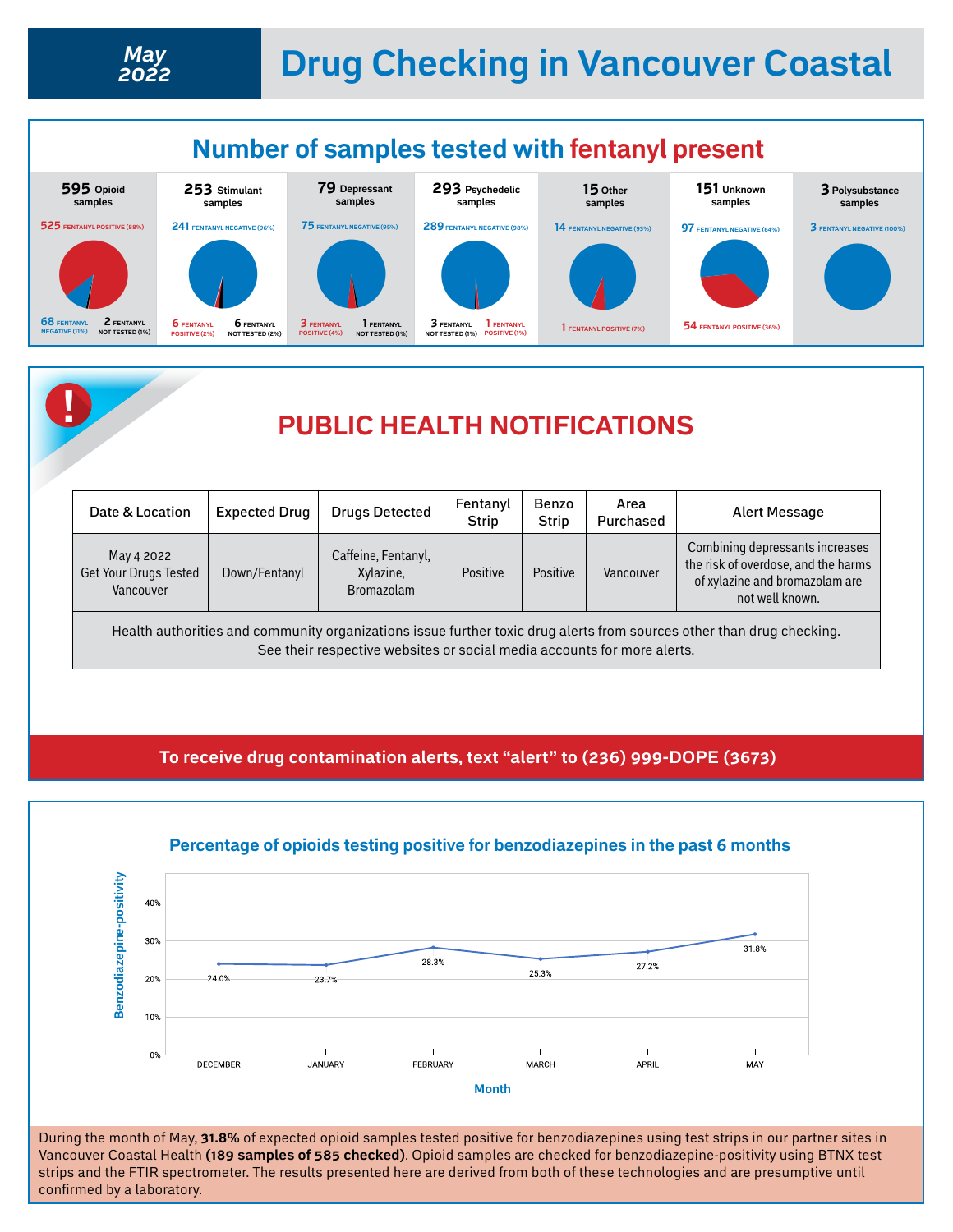# May 2022 — Drug Checking in Vancouver Coastal

## Number of samples tested with fentanyl present

**595** Opioid samples
- 525 FENTANYL POSITIVE (88%)
- 68 FENTANYL NEGATIVE (11%)
- 2 FENTANYL NOT TESTED (1%)

**253** Stimulant samples
- 241 FENTANYL NEGATIVE (96%)
- 6 FENTANYL POSITIVE (2%)
- 6 FENTANYL NOT TESTED (2%)

**79** Depressant samples
- 75 FENTANYL NEGATIVE (95%)
- 3 FENTANYL POSITIVE (4%)
- 1 FENTANYL NOT TESTED (1%)

**293** Psychedelic samples
- 289 FENTANYL NEGATIVE (98%)
- 3 FENTANYL NOT TESTED (1%)
- 1 FENTANYL POSITIVE (1%)

**15** Other samples
- 14 FENTANYL NEGATIVE (93%)
- 1 FENTANYL POSITIVE (7%)

**151** Unknown samples
- 97 FENTANYL NEGATIVE (64%)
- 54 FENTANYL POSITIVE (36%)

**3** Polysubstance samples
- 3 FENTANYL NEGATIVE (100%)

## PUBLIC HEALTH NOTIFICATIONS

| Date & Location | Expected Drug | Drugs Detected | Fentanyl Strip | Benzo Strip | Area Purchased | Alert Message |
|---|---|---|---|---|---|---|
| May 4 2022 Get Your Drugs Tested Vancouver | Down/Fentanyl | Caffeine, Fentanyl, Xylazine, Bromazolam | Positive | Positive | Vancouver | Combining depressants increases the risk of overdose, and the harms of xylazine and bromazolam are not well known. |

Health authorities and community organizations issue further toxic drug alerts from sources other than drug checking. See their respective websites or social media accounts for more alerts.

**To receive drug contamination alerts, text "alert" to (236) 999-DOPE (3673)**

## Percentage of opioids testing positive for benzodiazepines in the past 6 months

| Month | Benzodiazepine-positivity |
|---|---|
| DECEMBER | 24.0% |
| JANUARY | 23.7% |
| FEBRUARY | 28.3% |
| MARCH | 25.3% |
| APRIL | 27.2% |
| MAY | 31.8% |

During the month of May, **31.8%** of expected opioid samples tested positive for benzodiazepines using test strips in our partner sites in Vancouver Coastal Health **(189 samples of 585 checked)**. Opioid samples are checked for benzodiazepine-positivity using BTNX test strips and the FTIR spectrometer. The results presented here are derived from both of these technologies and are presumptive until confirmed by a laboratory.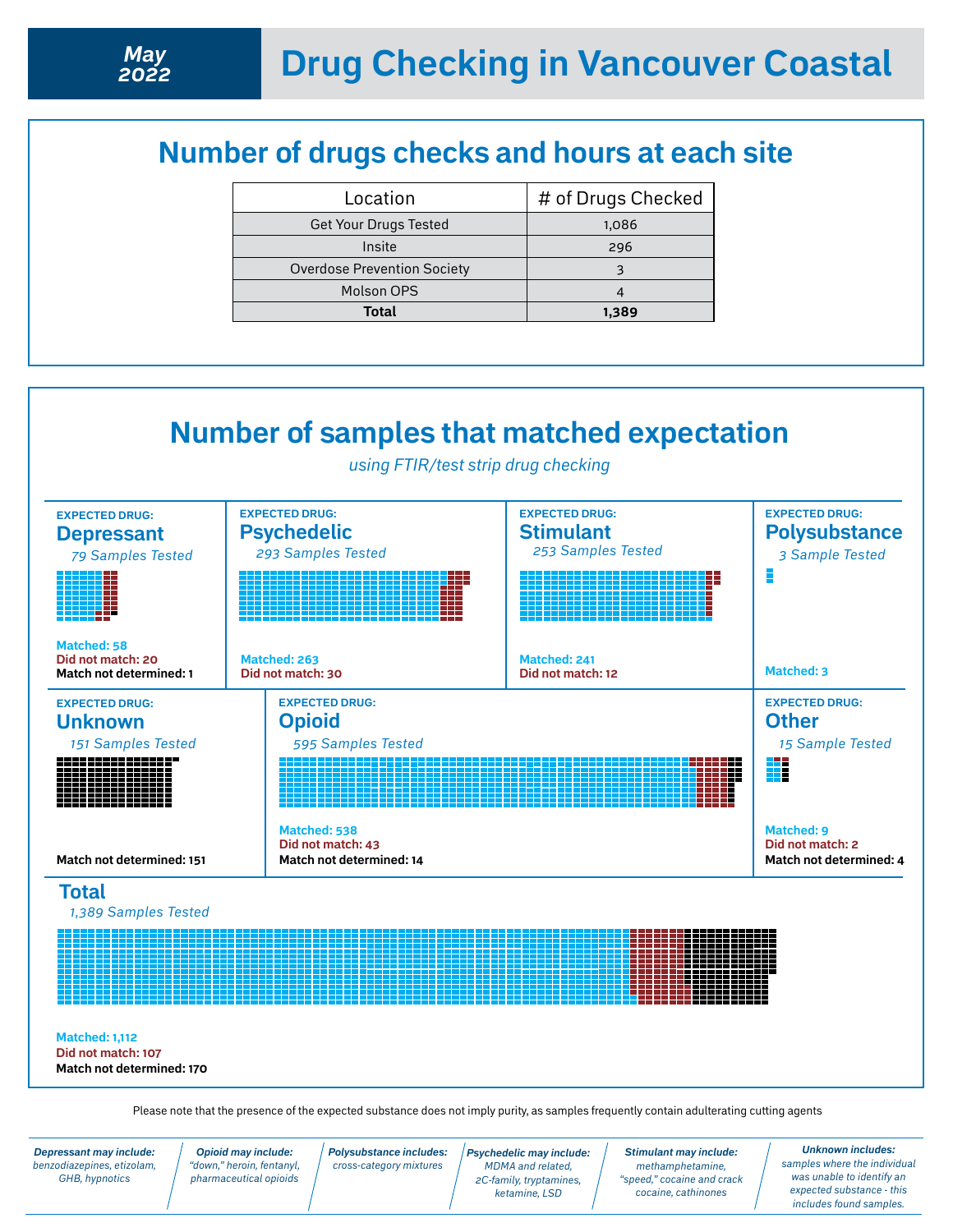# May 2022 — Drug Checking in Vancouver Coastal

## Number of drugs checks and hours at each site

| Location | # of Drugs Checked |
|---|---|
| Get Your Drugs Tested | 1,086 |
| Insite | 296 |
| Overdose Prevention Society | 3 |
| Molson OPS | 4 |
| **Total** | **1,389** |

## Number of samples that matched expectation

*using FTIR/test strip drug checking*

**EXPECTED DRUG: Depressant**
*79 Samples Tested*

- Matched: 58
- Did not match: 20
- Match not determined: 1

**EXPECTED DRUG: Psychedelic**
*293 Samples Tested*

- Matched: 263
- Did not match: 30

**EXPECTED DRUG: Stimulant**
*253 Samples Tested*

- Matched: 241
- Did not match: 12

**EXPECTED DRUG: Polysubstance**
*3 Sample Tested*

- Matched: 3

**EXPECTED DRUG: Unknown**
*151 Samples Tested*

- Match not determined: 151

**EXPECTED DRUG: Opioid**
*595 Samples Tested*

- Matched: 538
- Did not match: 43
- Match not determined: 14

**EXPECTED DRUG: Other**
*15 Sample Tested*

- Matched: 9
- Did not match: 2
- Match not determined: 4

**Total**
*1,389 Samples Tested*

- Matched: 1,112
- Did not match: 107
- Match not determined: 170

Please note that the presence of the expected substance does not imply purity, as samples frequently contain adulterating cutting agents

***Depressant may include:*** *benzodiazepines, etizolam, GHB, hypnotics*

***Opioid may include:*** *"down," heroin, fentanyl, pharmaceutical opioids*

***Polysubstance includes:*** *cross-category mixtures*

***Psychedelic may include:*** *MDMA and related, 2C-family, tryptamines, ketamine, LSD*

***Stimulant may include:*** *methamphetamine, "speed," cocaine and crack cocaine, cathinones*

***Unknown includes:*** *samples where the individual was unable to identify an expected substance - this includes found samples.*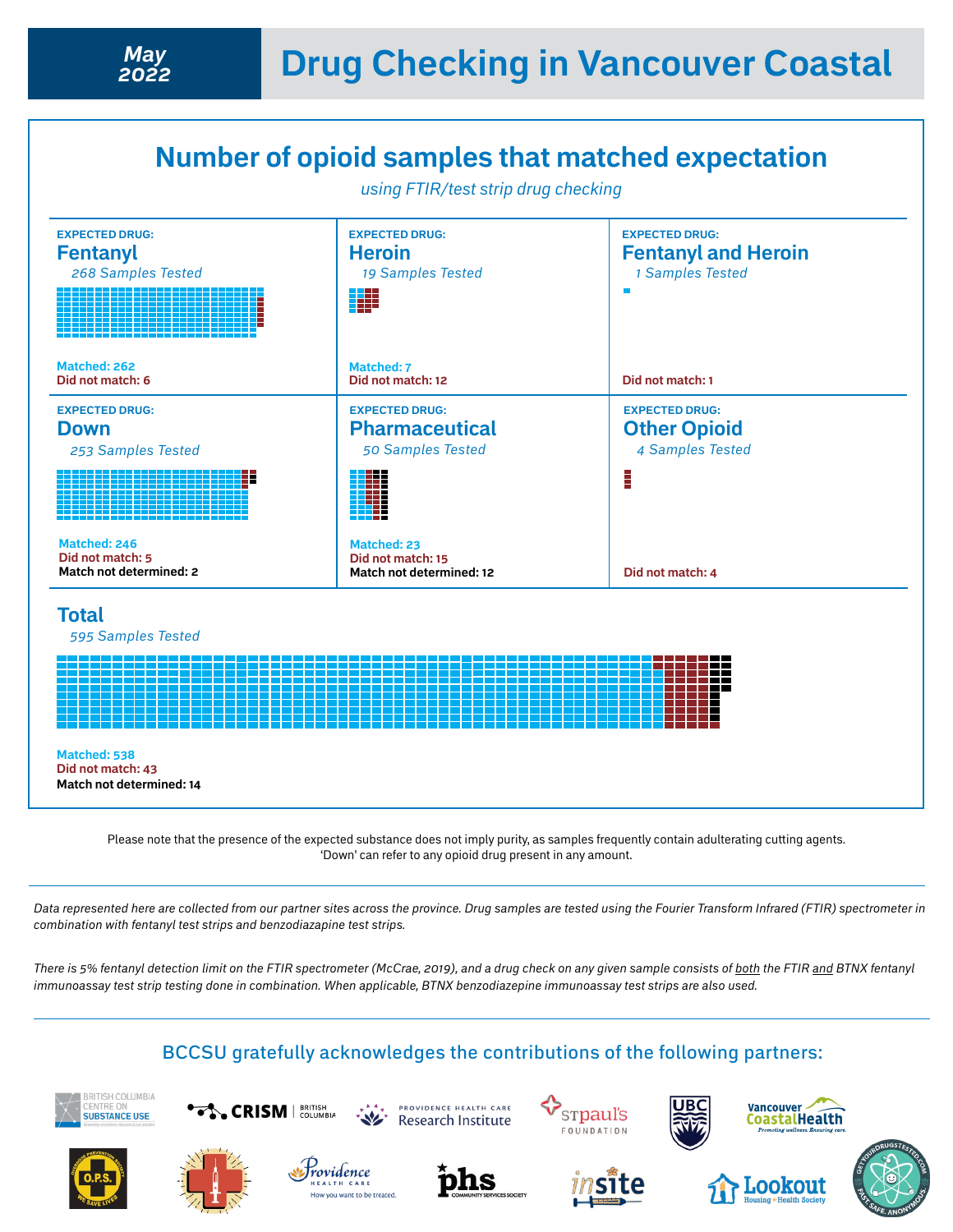May 2022

# Drug Checking in Vancouver Coastal

## Number of opioid samples that matched expectation

*using FTIR/test strip drug checking*

EXPECTED DRUG:
### Fentanyl
*268 Samples Tested*

Matched: 262
Did not match: 6

EXPECTED DRUG:
### Heroin
*19 Samples Tested*

Matched: 7
Did not match: 12

EXPECTED DRUG:
### Fentanyl and Heroin
*1 Samples Tested*

Did not match: 1

EXPECTED DRUG:
### Down
*253 Samples Tested*

Matched: 246
Did not match: 5
Match not determined: 2

EXPECTED DRUG:
### Pharmaceutical
*50 Samples Tested*

Matched: 23
Did not match: 15
Match not determined: 12

EXPECTED DRUG:
### Other Opioid
*4 Samples Tested*

Did not match: 4

### Total
*595 Samples Tested*

Matched: 538
Did not match: 43
Match not determined: 14

Please note that the presence of the expected substance does not imply purity, as samples frequently contain adulterating cutting agents.
'Down' can refer to any opioid drug present in any amount.

*Data represented here are collected from our partner sites across the province. Drug samples are tested using the Fourier Transform Infrared (FTIR) spectrometer in combination with fentanyl test strips and benzodiazapine test strips.*

*There is 5% fentanyl detection limit on the FTIR spectrometer (McCrae, 2019), and a drug check on any given sample consists of both the FTIR and BTNX fentanyl immunoassay test strip testing done in combination. When applicable, BTNX benzodiazepine immunoassay test strips are also used.*

BCCSU gratefully acknowledges the contributions of the following partners: